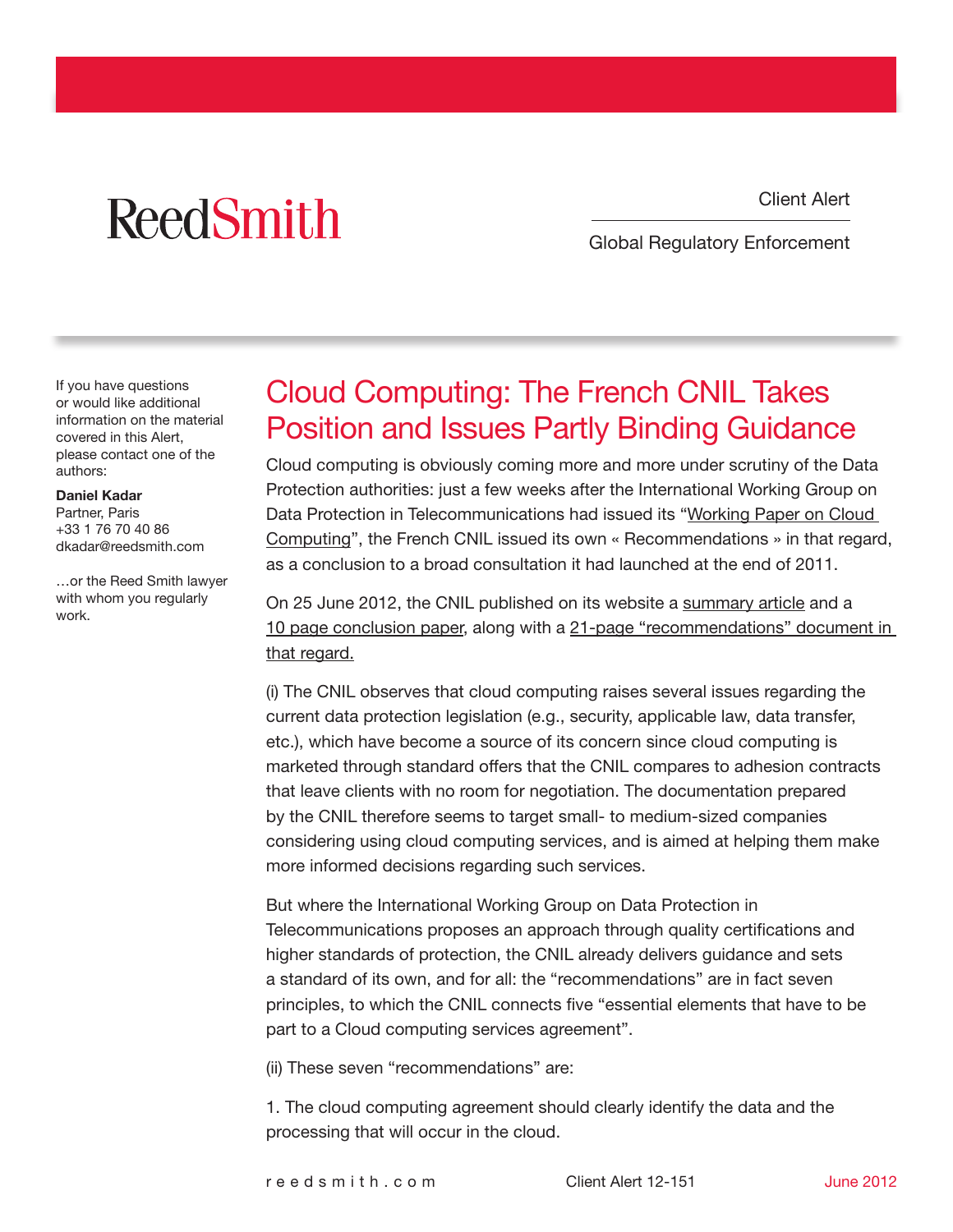ReedSmith

Client Alert

Global Regulatory Enforcement

If you have questions or would like additional information on the material covered in this Alert, please contact one of the authors:

**Daniel Kadar**
Partner, Paris
+33 1 76 70 40 86
dkadar@reedsmith.com

…or the Reed Smith lawyer with whom you regularly work.

# Cloud Computing: The French CNIL Takes Position and Issues Partly Binding Guidance

Cloud computing is obviously coming more and more under scrutiny of the Data Protection authorities: just a few weeks after the International Working Group on Data Protection in Telecommunications had issued its "Working Paper on Cloud Computing", the French CNIL issued its own « Recommendations » in that regard, as a conclusion to a broad consultation it had launched at the end of 2011.

On 25 June 2012, the CNIL published on its website a summary article and a 10 page conclusion paper, along with a 21-page "recommendations" document in that regard.

(i) The CNIL observes that cloud computing raises several issues regarding the current data protection legislation (e.g., security, applicable law, data transfer, etc.), which have become a source of its concern since cloud computing is marketed through standard offers that the CNIL compares to adhesion contracts that leave clients with no room for negotiation. The documentation prepared by the CNIL therefore seems to target small- to medium-sized companies considering using cloud computing services, and is aimed at helping them make more informed decisions regarding such services.

But where the International Working Group on Data Protection in Telecommunications proposes an approach through quality certifications and higher standards of protection, the CNIL already delivers guidance and sets a standard of its own, and for all: the "recommendations" are in fact seven principles, to which the CNIL connects five "essential elements that have to be part to a Cloud computing services agreement".

(ii) These seven "recommendations" are:

1. The cloud computing agreement should clearly identify the data and the processing that will occur in the cloud.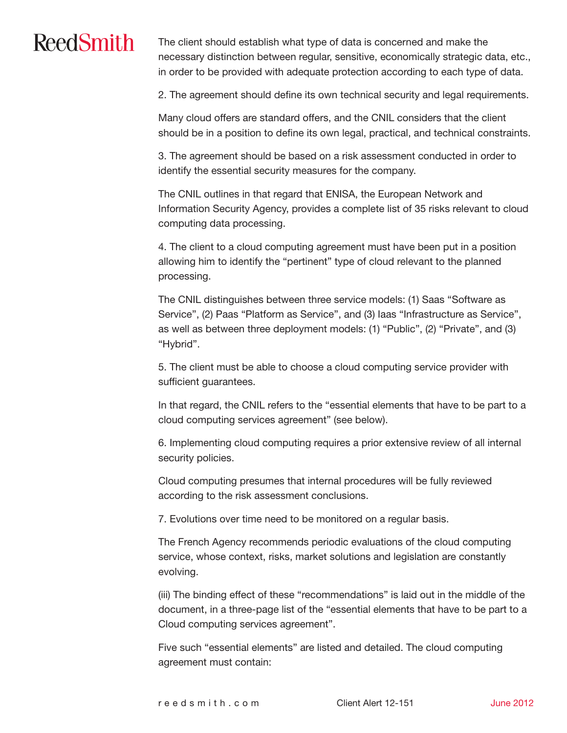The client should establish what type of data is concerned and make the necessary distinction between regular, sensitive, economically strategic data, etc., in order to be provided with adequate protection according to each type of data.

2. The agreement should define its own technical security and legal requirements.

Many cloud offers are standard offers, and the CNIL considers that the client should be in a position to define its own legal, practical, and technical constraints.

3. The agreement should be based on a risk assessment conducted in order to identify the essential security measures for the company.

The CNIL outlines in that regard that ENISA, the European Network and Information Security Agency, provides a complete list of 35 risks relevant to cloud computing data processing.

4. The client to a cloud computing agreement must have been put in a position allowing him to identify the "pertinent" type of cloud relevant to the planned processing.

The CNIL distinguishes between three service models: (1) Saas "Software as Service", (2) Paas "Platform as Service", and (3) Iaas "Infrastructure as Service", as well as between three deployment models: (1) "Public", (2) "Private", and (3) "Hybrid".

5. The client must be able to choose a cloud computing service provider with sufficient guarantees.

In that regard, the CNIL refers to the "essential elements that have to be part to a cloud computing services agreement" (see below).

6. Implementing cloud computing requires a prior extensive review of all internal security policies.

Cloud computing presumes that internal procedures will be fully reviewed according to the risk assessment conclusions.

7. Evolutions over time need to be monitored on a regular basis.

The French Agency recommends periodic evaluations of the cloud computing service, whose context, risks, market solutions and legislation are constantly evolving.

(iii) The binding effect of these "recommendations" is laid out in the middle of the document, in a three-page list of the "essential elements that have to be part to a Cloud computing services agreement".

Five such "essential elements" are listed and detailed. The cloud computing agreement must contain: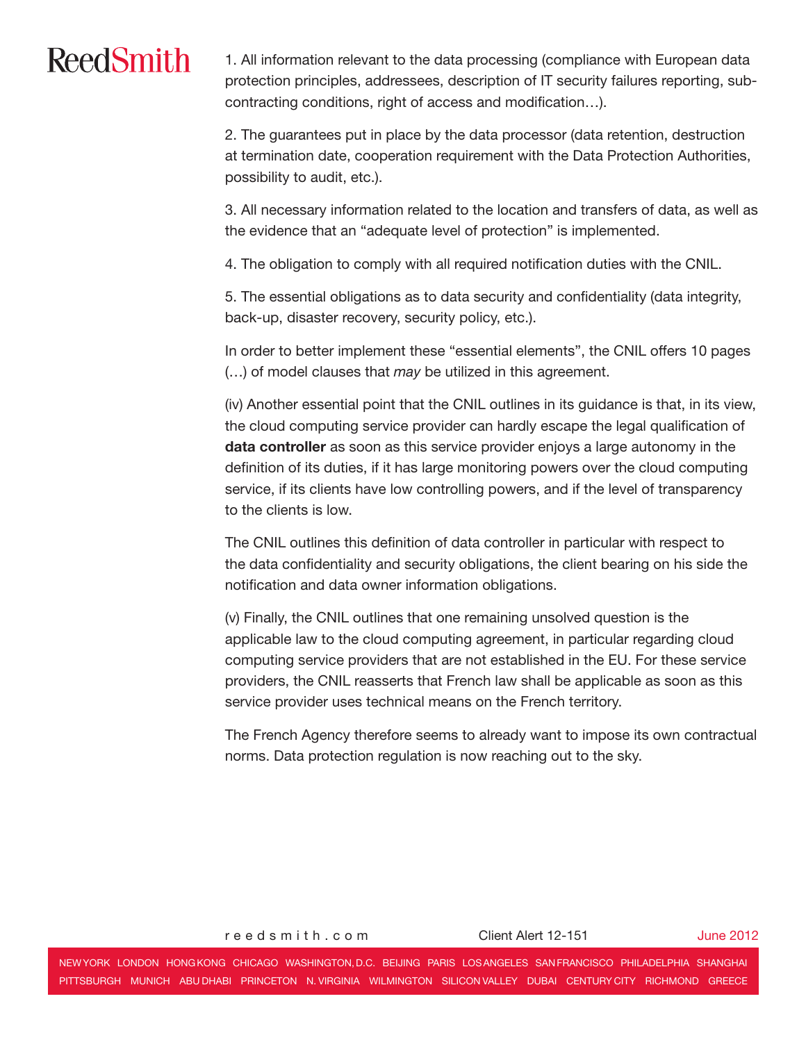1. All information relevant to the data processing (compliance with European data protection principles, addressees, description of IT security failures reporting, sub-contracting conditions, right of access and modification…).

2. The guarantees put in place by the data processor (data retention, destruction at termination date, cooperation requirement with the Data Protection Authorities, possibility to audit, etc.).

3. All necessary information related to the location and transfers of data, as well as the evidence that an "adequate level of protection" is implemented.

4. The obligation to comply with all required notification duties with the CNIL.

5. The essential obligations as to data security and confidentiality (data integrity, back-up, disaster recovery, security policy, etc.).

In order to better implement these "essential elements", the CNIL offers 10 pages (…) of model clauses that *may* be utilized in this agreement.

(iv) Another essential point that the CNIL outlines in its guidance is that, in its view, the cloud computing service provider can hardly escape the legal qualification of **data controller** as soon as this service provider enjoys a large autonomy in the definition of its duties, if it has large monitoring powers over the cloud computing service, if its clients have low controlling powers, and if the level of transparency to the clients is low.

The CNIL outlines this definition of data controller in particular with respect to the data confidentiality and security obligations, the client bearing on his side the notification and data owner information obligations.

(v) Finally, the CNIL outlines that one remaining unsolved question is the applicable law to the cloud computing agreement, in particular regarding cloud computing service providers that are not established in the EU. For these service providers, the CNIL reasserts that French law shall be applicable as soon as this service provider uses technical means on the French territory.

The French Agency therefore seems to already want to impose its own contractual norms. Data protection regulation is now reaching out to the sky.